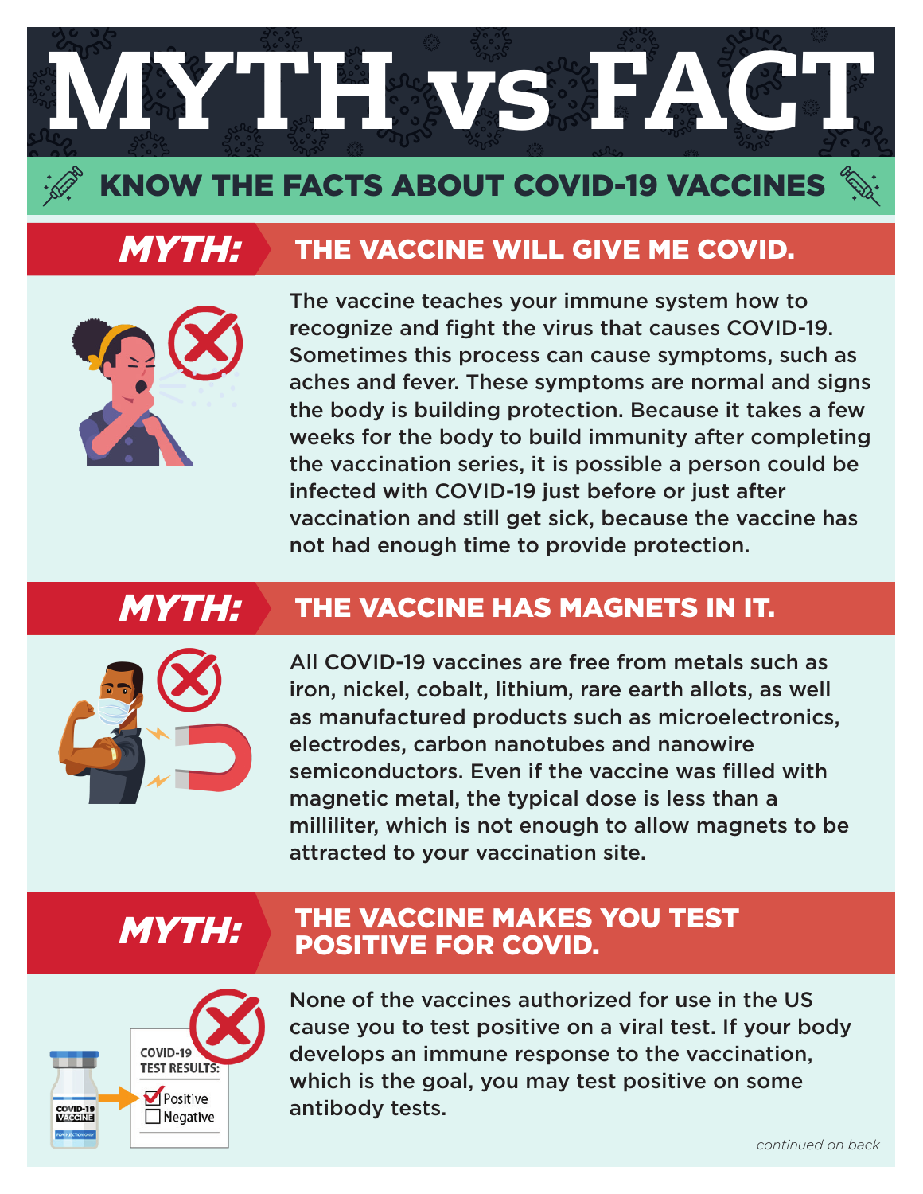# MYTH vs FACT

## KNOW THE FACTS ABOUT COVID-19 VACCINES

### MYTH: THE VACCINE WILL GIVE ME COVID.

The vaccine teaches your immune system how to recognize and fight the virus that causes COVID-19. Sometimes this process can cause symptoms, such as aches and fever. These symptoms are normal and signs the body is building protection. Because it takes a few weeks for the body to build immunity after completing the vaccination series, it is possible a person could be infected with COVID-19 just before or just after vaccination and still get sick, because the vaccine has not had enough time to provide protection.

### MYTH: THE VACCINE HAS MAGNETS IN IT.

All COVID-19 vaccines are free from metals such as iron, nickel, cobalt, lithium, rare earth allots, as well as manufactured products such as microelectronics, electrodes, carbon nanotubes and nanowire semiconductors. Even if the vaccine was filled with magnetic metal, the typical dose is less than a milliliter, which is not enough to allow magnets to be attracted to your vaccination site.

### MYTH: THE VACCINE MAKES YOU TEST POSITIVE FOR COVID.

None of the vaccines authorized for use in the US cause you to test positive on a viral test. If your body develops an immune response to the vaccination, which is the goal, you may test positive on some antibody tests.

*continued on back*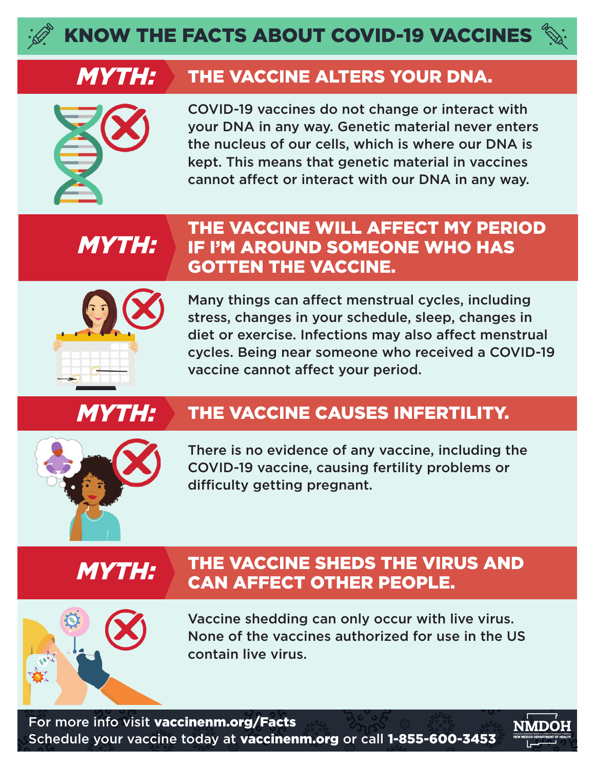# KNOW THE FACTS ABOUT COVID-19 VACCINES

## MYTH: THE VACCINE ALTERS YOUR DNA.

COVID-19 vaccines do not change or interact with your DNA in any way. Genetic material never enters the nucleus of our cells, which is where our DNA is kept. This means that genetic material in vaccines cannot affect or interact with our DNA in any way.

## MYTH: THE VACCINE WILL AFFECT MY PERIOD IF I'M AROUND SOMEONE WHO HAS GOTTEN THE VACCINE.

Many things can affect menstrual cycles, including stress, changes in your schedule, sleep, changes in diet or exercise. Infections may also affect menstrual cycles. Being near someone who received a COVID-19 vaccine cannot affect your period.

## MYTH: THE VACCINE CAUSES INFERTILITY.

There is no evidence of any vaccine, including the COVID-19 vaccine, causing fertility problems or difficulty getting pregnant.

## MYTH: THE VACCINE SHEDS THE VIRUS AND CAN AFFECT OTHER PEOPLE.

Vaccine shedding can only occur with live virus. None of the vaccines authorized for use in the US contain live virus.

For more info visit **vaccinenm.org/Facts**
Schedule your vaccine today at **vaccinenm.org** or call **1-855-600-3453**

NMDOH
NEW MEXICO DEPARTMENT OF HEALTH